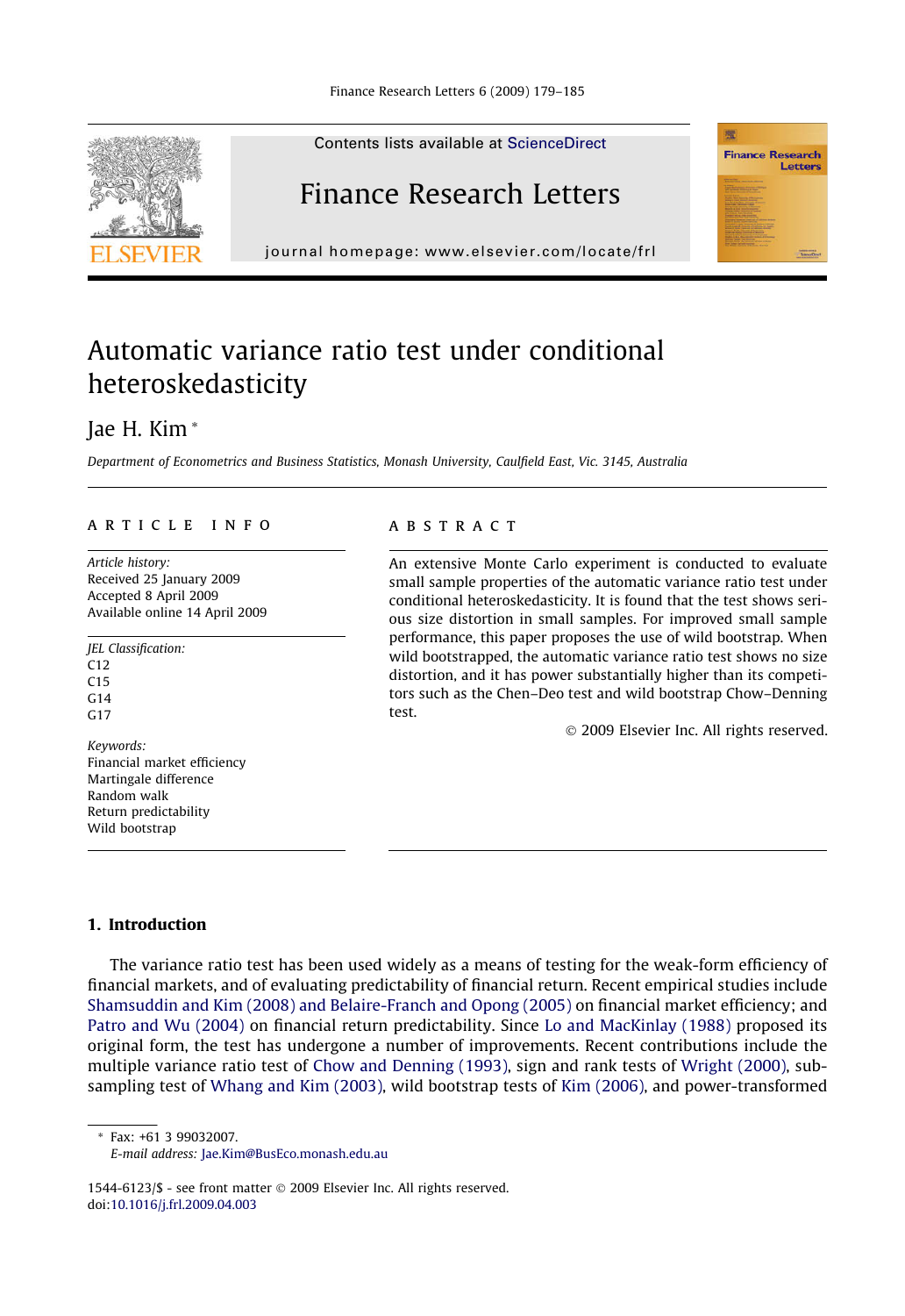# Automatic variance ratio test under conditional heteroskedasticity

Jae H. Kim *

*Department of Econometrics and Business Statistics, Monash University, Caulfield East, Vic. 3145, Australia*

**ARTICLE INFO**

*Article history:*
Received 25 January 2009
Accepted 8 April 2009
Available online 14 April 2009

*JEL Classification:*
C12
C15
G14
G17

*Keywords:*
Financial market efficiency
Martingale difference
Random walk
Return predictability
Wild bootstrap

**ABSTRACT**

An extensive Monte Carlo experiment is conducted to evaluate small sample properties of the automatic variance ratio test under conditional heteroskedasticity. It is found that the test shows serious size distortion in small samples. For improved small sample performance, this paper proposes the use of wild bootstrap. When wild bootstrapped, the automatic variance ratio test shows no size distortion, and it has power substantially higher than its competitors such as the Chen–Deo test and wild bootstrap Chow–Denning test.

© 2009 Elsevier Inc. All rights reserved.

## 1. Introduction

The variance ratio test has been used widely as a means of testing for the weak-form efficiency of financial markets, and of evaluating predictability of financial return. Recent empirical studies include Shamsuddin and Kim (2008) and Belaire-Franch and Opong (2005) on financial market efficiency; and Patro and Wu (2004) on financial return predictability. Since Lo and MacKinlay (1988) proposed its original form, the test has undergone a number of improvements. Recent contributions include the multiple variance ratio test of Chow and Denning (1993), sign and rank tests of Wright (2000), subsampling test of Whang and Kim (2003), wild bootstrap tests of Kim (2006), and power-transformed

---

* Fax: +61 3 99032007.
*E-mail address:* Jae.Kim@BusEco.monash.edu.au

1544-6123/$ - see front matter © 2009 Elsevier Inc. All rights reserved.
doi:10.1016/j.frl.2009.04.003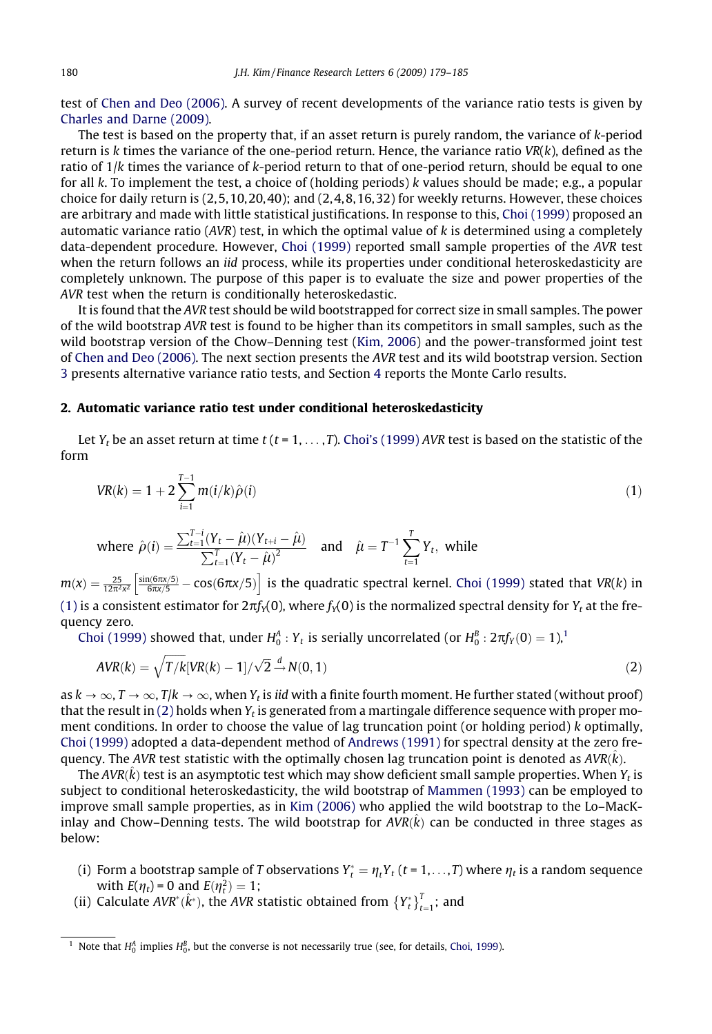test of Chen and Deo (2006). A survey of recent developments of the variance ratio tests is given by Charles and Darne (2009).

The test is based on the property that, if an asset return is purely random, the variance of $k$-period return is $k$ times the variance of the one-period return. Hence, the variance ratio $VR(k)$, defined as the ratio of $1/k$ times the variance of $k$-period return to that of one-period return, should be equal to one for all $k$. To implement the test, a choice of (holding periods) $k$ values should be made; e.g., a popular choice for daily return is $(2, 5, 10, 20, 40)$; and $(2, 4, 8, 16, 32)$ for weekly returns. However, these choices are arbitrary and made with little statistical justifications. In response to this, Choi (1999) proposed an automatic variance ratio (*AVR*) test, in which the optimal value of $k$ is determined using a completely data-dependent procedure. However, Choi (1999) reported small sample properties of the *AVR* test when the return follows an *iid* process, while its properties under conditional heteroskedasticity are completely unknown. The purpose of this paper is to evaluate the size and power properties of the *AVR* test when the return is conditionally heteroskedastic.

It is found that the *AVR* test should be wild bootstrapped for correct size in small samples. The power of the wild bootstrap *AVR* test is found to be higher than its competitors in small samples, such as the wild bootstrap version of the Chow–Denning test (Kim, 2006) and the power-transformed joint test of Chen and Deo (2006). The next section presents the *AVR* test and its wild bootstrap version. Section 3 presents alternative variance ratio tests, and Section 4 reports the Monte Carlo results.

## 2. Automatic variance ratio test under conditional heteroskedasticity

Let $Y_t$ be an asset return at time $t$ $(t = 1, \ldots, T)$. Choi's (1999) *AVR* test is based on the statistic of the form

$$VR(k) = 1 + 2\sum_{i=1}^{T-1} m(i/k)\hat{\rho}(i) \tag{1}$$

where $\hat{\rho}(i) = \frac{\sum_{t=1}^{T-i}(Y_t - \hat{\mu})(Y_{t+i} - \hat{\mu})}{\sum_{t=1}^{T}(Y_t - \hat{\mu})^2}$ and $\hat{\mu} = T^{-1}\sum_{t=1}^{T} Y_t$, while $m(x) = \frac{25}{12\pi^2 x^2}\left[\frac{\sin(6\pi x/5)}{6\pi x/5} - \cos(6\pi x/5)\right]$ is the quadratic spectral kernel. Choi (1999) stated that $VR(k)$ in (1) is a consistent estimator for $2\pi f_Y(0)$, where $f_Y(0)$ is the normalized spectral density for $Y_t$ at the frequency zero.

Choi (1999) showed that, under $H_0^A : Y_t$ is serially uncorrelated (or $H_0^B : 2\pi f_Y(0) = 1$),[1]

$$AVR(k) = \sqrt{T/k}[VR(k) - 1]/\sqrt{2} \xrightarrow{d} N(0, 1) \tag{2}$$

as $k \to \infty$, $T \to \infty$, $T/k \to \infty$, when $Y_t$ is *iid* with a finite fourth moment. He further stated (without proof) that the result in (2) holds when $Y_t$ is generated from a martingale difference sequence with proper moment conditions. In order to choose the value of lag truncation point (or holding period) $k$ optimally, Choi (1999) adopted a data-dependent method of Andrews (1991) for spectral density at the zero frequency. The *AVR* test statistic with the optimally chosen lag truncation point is denoted as $AVR(\hat{k})$.

The $AVR(\hat{k})$ test is an asymptotic test which may show deficient small sample properties. When $Y_t$ is subject to conditional heteroskedasticity, the wild bootstrap of Mammen (1993) can be employed to improve small sample properties, as in Kim (2006) who applied the wild bootstrap to the Lo–MacKinlay and Chow–Denning tests. The wild bootstrap for $AVR(\hat{k})$ can be conducted in three stages as below:

(i) Form a bootstrap sample of $T$ observations $Y_t^* = \eta_t Y_t$ $(t = 1, \ldots, T)$ where $\eta_t$ is a random sequence with $E(\eta_t) = 0$ and $E(\eta_t^2) = 1$;

(ii) Calculate $AVR^*(\hat{k}^*)$, the *AVR* statistic obtained from $\{Y_t^*\}_{t=1}^{T}$; and

[1] Note that $H_0^A$ implies $H_0^B$, but the converse is not necessarily true (see, for details, Choi, 1999).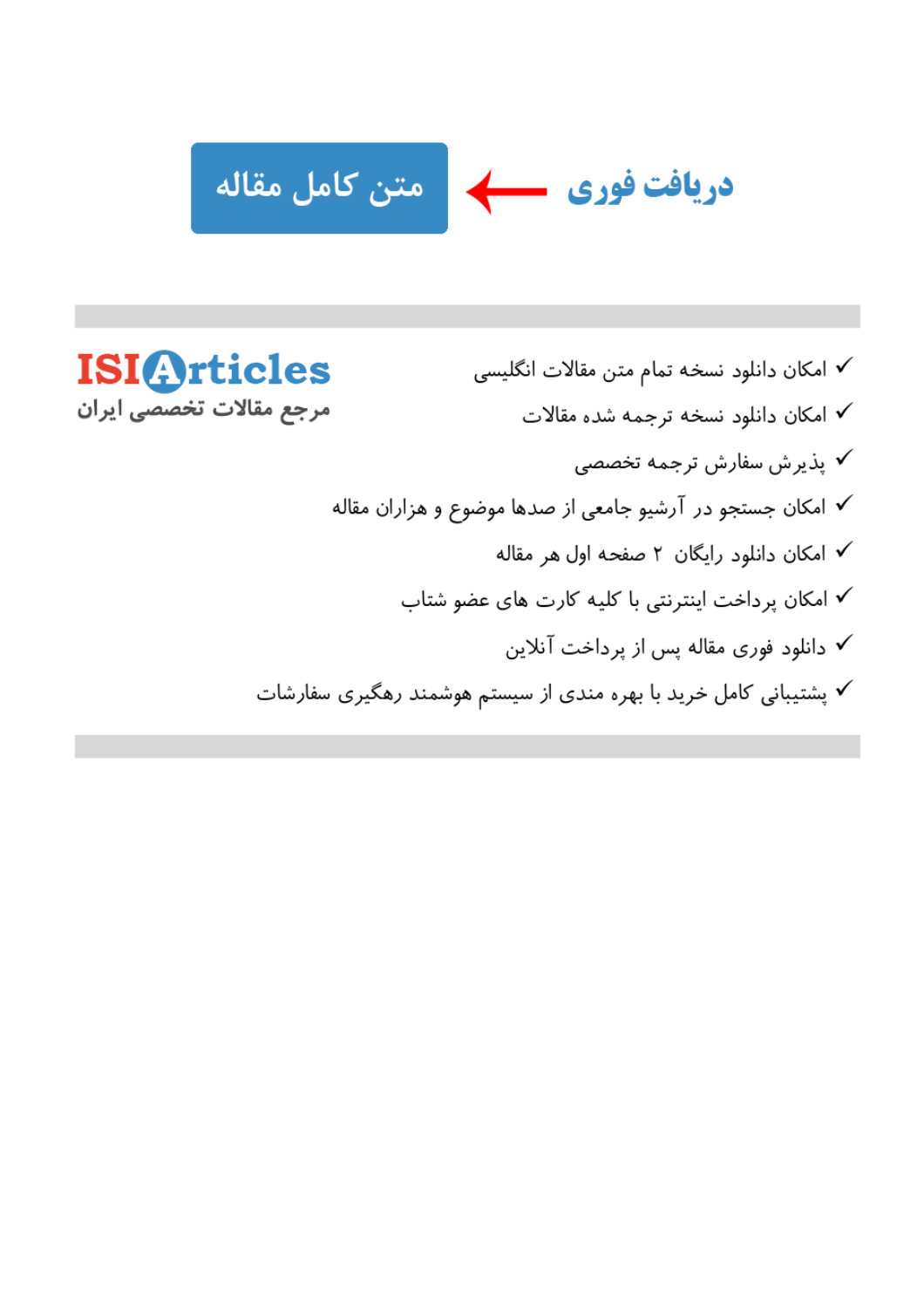دریافت فوری ← متن کامل مقاله

**ISIArticles**
مرجع مقالات تخصصی ایران

- ✓ امکان دانلود نسخه تمام متن مقالات انگلیسی
- ✓ امکان دانلود نسخه ترجمه شده مقالات
- ✓ پذیرش سفارش ترجمه تخصصی
- ✓ امکان جستجو در آرشیو جامعی از صدها موضوع و هزاران مقاله
- ✓ امکان دانلود رایگان ۲ صفحه اول هر مقاله
- ✓ امکان پرداخت اینترنتی با کلیه کارت های عضو شتاب
- ✓ دانلود فوری مقاله پس از پرداخت آنلاین
- ✓ پشتیبانی کامل خرید با بهره مندی از سیستم هوشمند رهگیری سفارشات